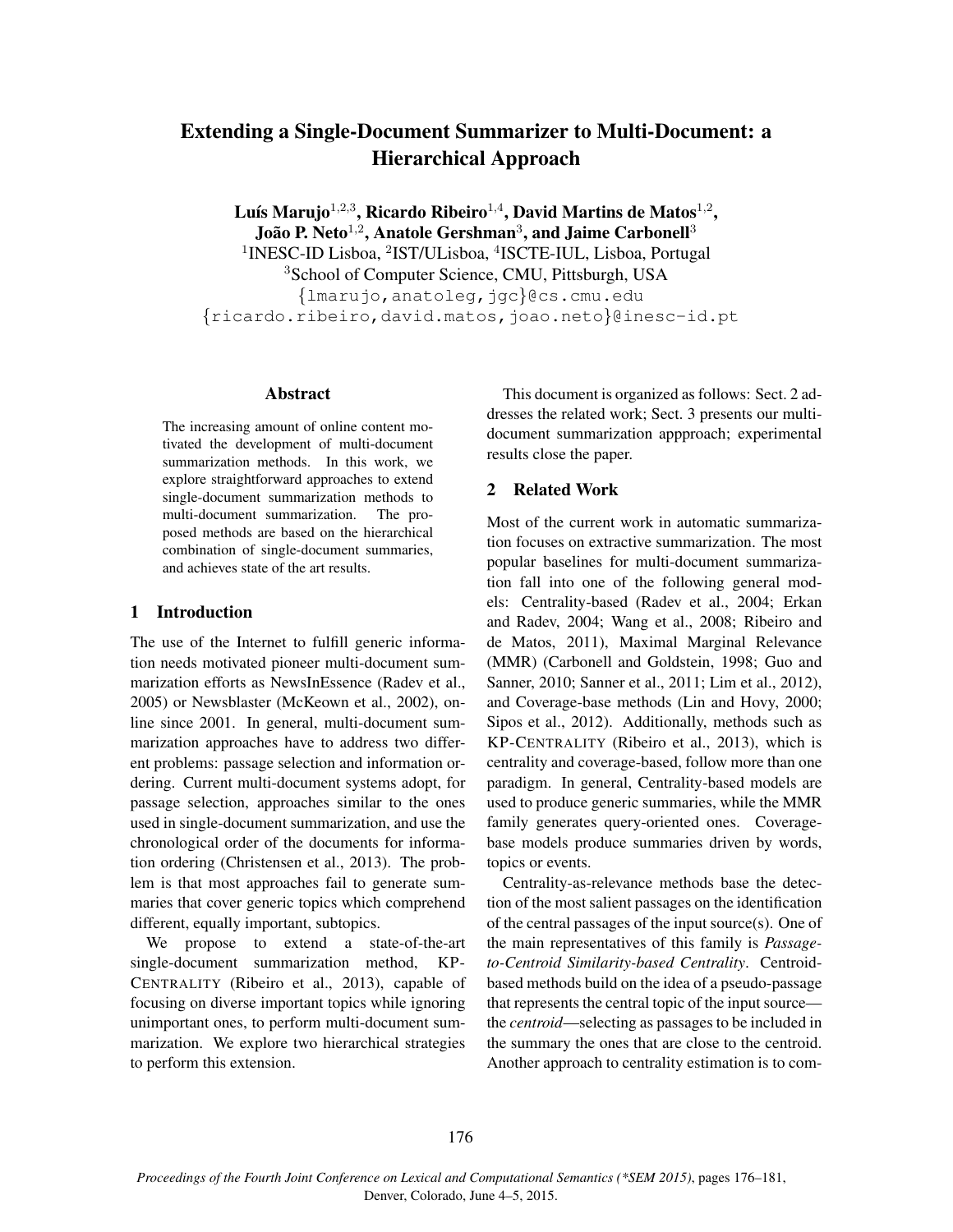# Extending a Single-Document Summarizer to Multi-Document: a Hierarchical Approach

**Luís Marujo[1,2,3], Ricardo Ribeiro[1,4], David Martins de Matos[1,2], João P. Neto[1,2], Anatole Gershman[3], and Jaime Carbonell[3]**

[1]INESC-ID Lisboa, [2]IST/ULisboa, [4]ISCTE-IUL, Lisboa, Portugal
[3]School of Computer Science, CMU, Pittsburgh, USA
{lmarujo,anatoleg,jgc}@cs.cmu.edu
{ricardo.ribeiro,david.matos,joao.neto}@inesc-id.pt

## Abstract

The increasing amount of online content motivated the development of multi-document summarization methods. In this work, we explore straightforward approaches to extend single-document summarization methods to multi-document summarization. The proposed methods are based on the hierarchical combination of single-document summaries, and achieves state of the art results.

## 1 Introduction

The use of the Internet to fulfill generic information needs motivated pioneer multi-document summarization efforts as NewsInEssence (Radev et al., 2005) or Newsblaster (McKeown et al., 2002), online since 2001. In general, multi-document summarization approaches have to address two different problems: passage selection and information ordering. Current multi-document systems adopt, for passage selection, approaches similar to the ones used in single-document summarization, and use the chronological order of the documents for information ordering (Christensen et al., 2013). The problem is that most approaches fail to generate summaries that cover generic topics which comprehend different, equally important, subtopics.

We propose to extend a state-of-the-art single-document summarization method, KP-CENTRALITY (Ribeiro et al., 2013), capable of focusing on diverse important topics while ignoring unimportant ones, to perform multi-document summarization. We explore two hierarchical strategies to perform this extension.

This document is organized as follows: Sect. 2 addresses the related work; Sect. 3 presents our multi-document summarization appproach; experimental results close the paper.

## 2 Related Work

Most of the current work in automatic summarization focuses on extractive summarization. The most popular baselines for multi-document summarization fall into one of the following general models: Centrality-based (Radev et al., 2004; Erkan and Radev, 2004; Wang et al., 2008; Ribeiro and de Matos, 2011), Maximal Marginal Relevance (MMR) (Carbonell and Goldstein, 1998; Guo and Sanner, 2010; Sanner et al., 2011; Lim et al., 2012), and Coverage-base methods (Lin and Hovy, 2000; Sipos et al., 2012). Additionally, methods such as KP-CENTRALITY (Ribeiro et al., 2013), which is centrality and coverage-based, follow more than one paradigm. In general, Centrality-based models are used to produce generic summaries, while the MMR family generates query-oriented ones. Coverage-base models produce summaries driven by words, topics or events.

Centrality-as-relevance methods base the detection of the most salient passages on the identification of the central passages of the input source(s). One of the main representatives of this family is *Passage-to-Centroid Similarity-based Centrality*. Centroid-based methods build on the idea of a pseudo-passage that represents the central topic of the input source—the *centroid*—selecting as passages to be included in the summary the ones that are close to the centroid. Another approach to centrality estimation is to com-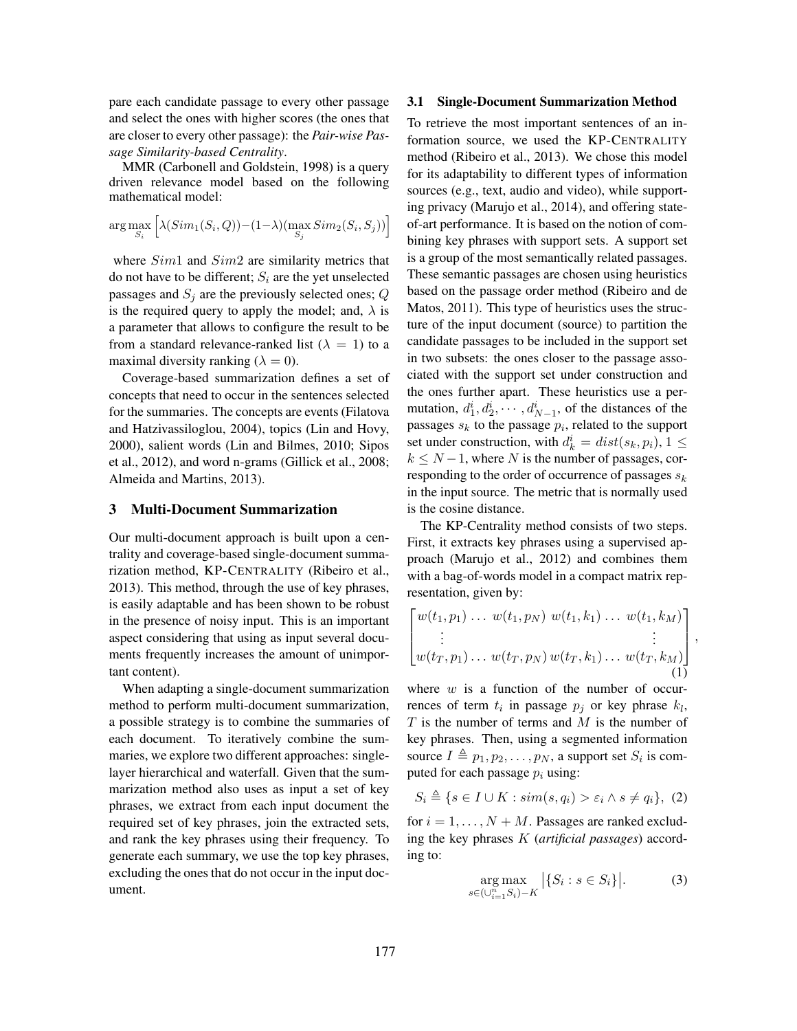pare each candidate passage to every other passage and select the ones with higher scores (the ones that are closer to every other passage): the ***Pair-wise Passage Similarity-based Centrality***.

MMR (Carbonell and Goldstein, 1998) is a query driven relevance model based on the following mathematical model:

$$\arg\max_{S_i} \Big[ \lambda(Sim_1(S_i, Q)) - (1-\lambda)(\max_{S_j} Sim_2(S_i, S_j)) \Big]$$

where $Sim1$ and $Sim2$ are similarity metrics that do not have to be different; $S_i$ are the yet unselected passages and $S_j$ are the previously selected ones; $Q$ is the required query to apply the model; and, $\lambda$ is a parameter that allows to configure the result to be from a standard relevance-ranked list ($\lambda = 1$) to a maximal diversity ranking ($\lambda = 0$).

Coverage-based summarization defines a set of concepts that need to occur in the sentences selected for the summaries. The concepts are events (Filatova and Hatzivassiloglou, 2004), topics (Lin and Hovy, 2000), salient words (Lin and Bilmes, 2010; Sipos et al., 2012), and word n-grams (Gillick et al., 2008; Almeida and Martins, 2013).

## 3 Multi-Document Summarization

Our multi-document approach is built upon a centrality and coverage-based single-document summarization method, KP-Centrality (Ribeiro et al., 2013). This method, through the use of key phrases, is easily adaptable and has been shown to be robust in the presence of noisy input. This is an important aspect considering that using as input several documents frequently increases the amount of unimportant content).

When adapting a single-document summarization method to perform multi-document summarization, a possible strategy is to combine the summaries of each document. To iteratively combine the summaries, we explore two different approaches: single-layer hierarchical and waterfall. Given that the summarization method also uses as input a set of key phrases, we extract from each input document the required set of key phrases, join the extracted sets, and rank the key phrases using their frequency. To generate each summary, we use the top key phrases, excluding the ones that do not occur in the input document.

### 3.1 Single-Document Summarization Method

To retrieve the most important sentences of an information source, we used the KP-Centrality method (Ribeiro et al., 2013). We chose this model for its adaptability to different types of information sources (e.g., text, audio and video), while supporting privacy (Marujo et al., 2014), and offering state-of-art performance. It is based on the notion of combining key phrases with support sets. A support set is a group of the most semantically related passages. These semantic passages are chosen using heuristics based on the passage order method (Ribeiro and de Matos, 2011). This type of heuristics uses the structure of the input document (source) to partition the candidate passages to be included in the support set in two subsets: the ones closer to the passage associated with the support set under construction and the ones further apart. These heuristics use a permutation, $d_1^i, d_2^i, \cdots, d_{N-1}^i$, of the distances of the passages $s_k$ to the passage $p_i$, related to the support set under construction, with $d_k^i = dist(s_k, p_i)$, $1 \leq k \leq N-1$, where $N$ is the number of passages, corresponding to the order of occurrence of passages $s_k$ in the input source. The metric that is normally used is the cosine distance.

The KP-Centrality method consists of two steps. First, it extracts key phrases using a supervised approach (Marujo et al., 2012) and combines them with a bag-of-words model in a compact matrix representation, given by:

$$\begin{bmatrix} w(t_1, p_1) \ldots w(t_1, p_N) \; w(t_1, k_1) \ldots w(t_1, k_M) \\ \vdots \qquad\qquad\qquad\qquad\qquad \vdots \\ w(t_T, p_1) \ldots w(t_T, p_N) \; w(t_T, k_1) \ldots w(t_T, k_M) \end{bmatrix}, \tag{1}$$

where $w$ is a function of the number of occurrences of term $t_i$ in passage $p_j$ or key phrase $k_l$, $T$ is the number of terms and $M$ is the number of key phrases. Then, using a segmented information source $I \triangleq p_1, p_2, \ldots, p_N$, a support set $S_i$ is computed for each passage $p_i$ using:

$$S_i \triangleq \{s \in I \cup K : sim(s, q_i) > \varepsilon_i \land s \neq q_i\}, \tag{2}$$

for $i = 1, \ldots, N + M$. Passages are ranked excluding the key phrases $K$ (*artificial passages*) according to:

$$\arg\max_{s \in (\cup_{i=1}^{n} S_i) - K} \big|\{S_i : s \in S_i\}\big|. \tag{3}$$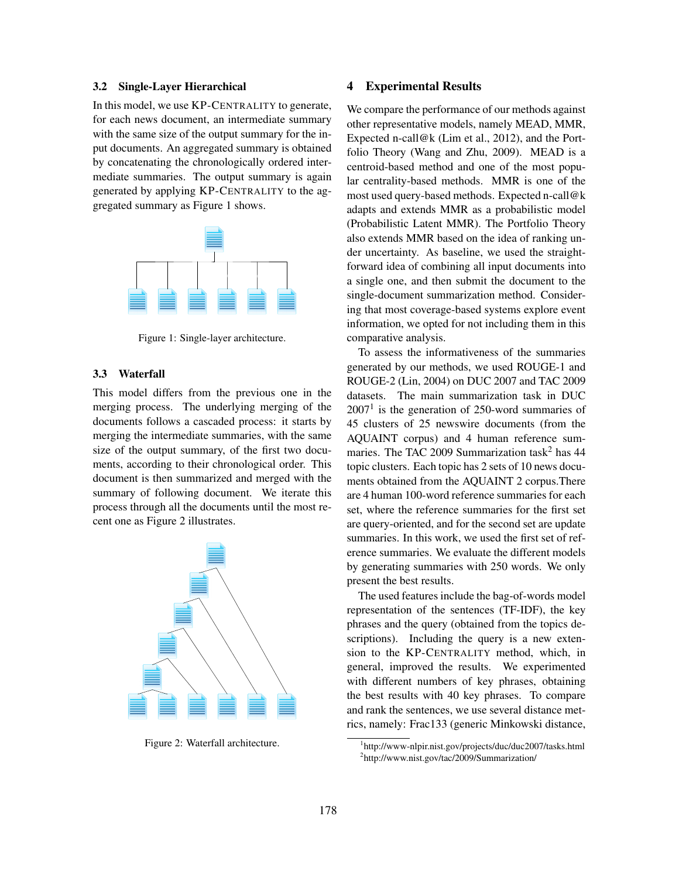### 3.2 Single-Layer Hierarchical

In this model, we use KP-CENTRALITY to generate, for each news document, an intermediate summary with the same size of the output summary for the input documents. An aggregated summary is obtained by concatenating the chronologically ordered intermediate summaries. The output summary is again generated by applying KP-CENTRALITY to the aggregated summary as Figure 1 shows.

Figure 1: Single-layer architecture.

### 3.3 Waterfall

This model differs from the previous one in the merging process. The underlying merging of the documents follows a cascaded process: it starts by merging the intermediate summaries, with the same size of the output summary, of the first two documents, according to their chronological order. This document is then summarized and merged with the summary of following document. We iterate this process through all the documents until the most recent one as Figure 2 illustrates.

Figure 2: Waterfall architecture.

## 4 Experimental Results

We compare the performance of our methods against other representative models, namely MEAD, MMR, Expected n-call@k (Lim et al., 2012), and the Portfolio Theory (Wang and Zhu, 2009). MEAD is a centroid-based method and one of the most popular centrality-based methods. MMR is one of the most used query-based methods. Expected n-call@k adapts and extends MMR as a probabilistic model (Probabilistic Latent MMR). The Portfolio Theory also extends MMR based on the idea of ranking under uncertainty. As baseline, we used the straightforward idea of combining all input documents into a single one, and then submit the document to the single-document summarization method. Considering that most coverage-based systems explore event information, we opted for not including them in this comparative analysis.

To assess the informativeness of the summaries generated by our methods, we used ROUGE-1 and ROUGE-2 (Lin, 2004) on DUC 2007 and TAC 2009 datasets. The main summarization task in DUC 2007[1] is the generation of 250-word summaries of 45 clusters of 25 newswire documents (from the AQUAINT corpus) and 4 human reference summaries. The TAC 2009 Summarization task[2] has 44 topic clusters. Each topic has 2 sets of 10 news documents obtained from the AQUAINT 2 corpus.There are 4 human 100-word reference summaries for each set, where the reference summaries for the first set are query-oriented, and for the second set are update summaries. In this work, we used the first set of reference summaries. We evaluate the different models by generating summaries with 250 words. We only present the best results.

The used features include the bag-of-words model representation of the sentences (TF-IDF), the key phrases and the query (obtained from the topics descriptions). Including the query is a new extension to the KP-CENTRALITY method, which, in general, improved the results. We experimented with different numbers of key phrases, obtaining the best results with 40 key phrases. To compare and rank the sentences, we use several distance metrics, namely: Frac133 (generic Minkowski distance,

[1]http://www-nlpir.nist.gov/projects/duc/duc2007/tasks.html

[2]http://www.nist.gov/tac/2009/Summarization/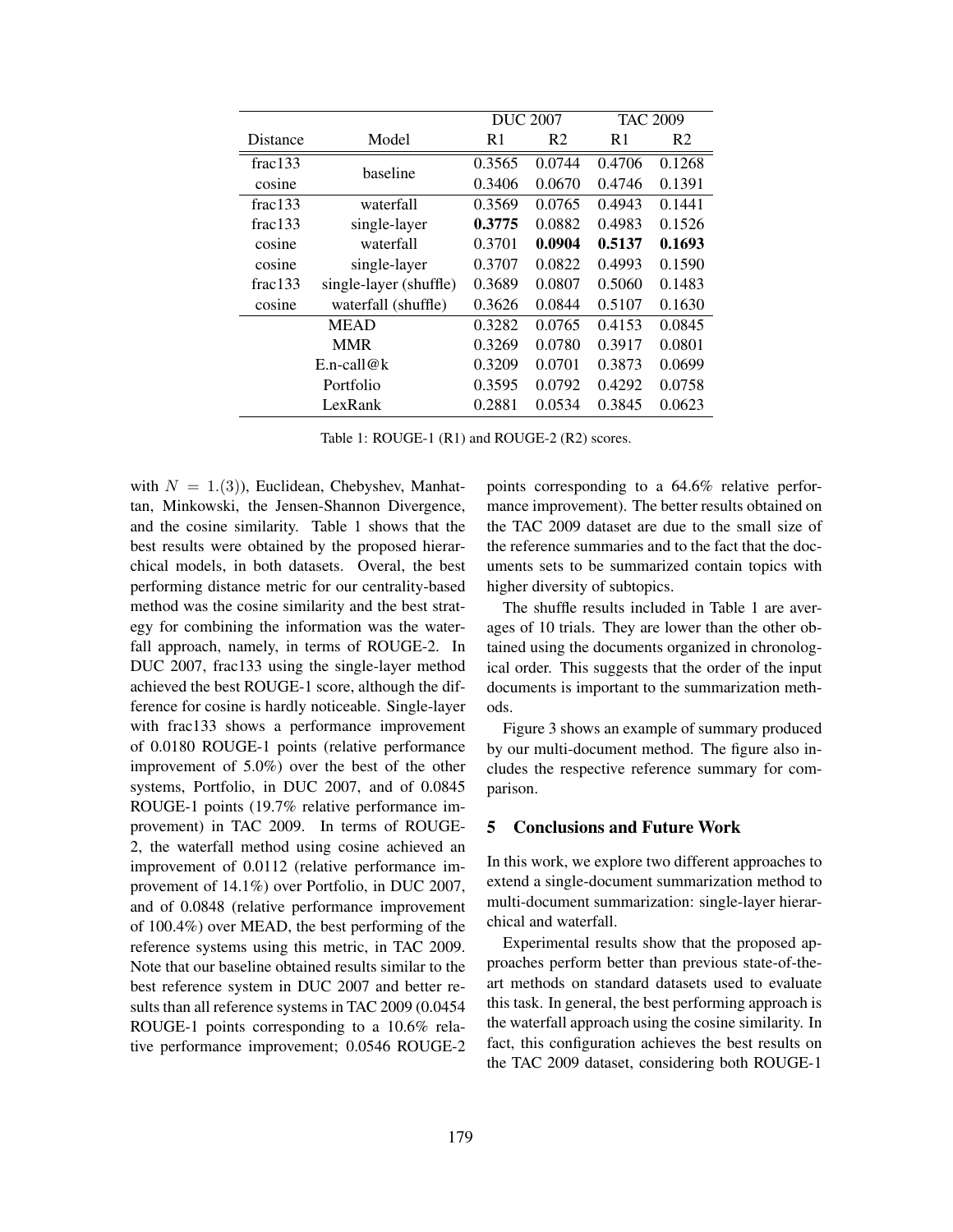| Distance | Model | DUC 2007 | | TAC 2009 | |
|---|---|---|---|---|---|
| | | R1 | R2 | R1 | R2 |
| frac133 | baseline | 0.3565 | 0.0744 | 0.4706 | 0.1268 |
| cosine | | 0.3406 | 0.0670 | 0.4746 | 0.1391 |
| frac133 | waterfall | 0.3569 | 0.0765 | 0.4943 | 0.1441 |
| frac133 | single-layer | **0.3775** | 0.0882 | 0.4983 | 0.1526 |
| cosine | waterfall | 0.3701 | **0.0904** | **0.5137** | **0.1693** |
| cosine | single-layer | 0.3707 | 0.0822 | 0.4993 | 0.1590 |
| frac133 | single-layer (shuffle) | 0.3689 | 0.0807 | 0.5060 | 0.1483 |
| cosine | waterfall (shuffle) | 0.3626 | 0.0844 | 0.5107 | 0.1630 |
| MEAD | | 0.3282 | 0.0765 | 0.4153 | 0.0845 |
| MMR | | 0.3269 | 0.0780 | 0.3917 | 0.0801 |
| E.n-call@k | | 0.3209 | 0.0701 | 0.3873 | 0.0699 |
| Portfolio | | 0.3595 | 0.0792 | 0.4292 | 0.0758 |
| LexRank | | 0.2881 | 0.0534 | 0.3845 | 0.0623 |

Table 1: ROUGE-1 (R1) and ROUGE-2 (R2) scores.

with $N = 1.(3)$), Euclidean, Chebyshev, Manhattan, Minkowski, the Jensen-Shannon Divergence, and the cosine similarity. Table 1 shows that the best results were obtained by the proposed hierarchical models, in both datasets. Overal, the best performing distance metric for our centrality-based method was the cosine similarity and the best strategy for combining the information was the waterfall approach, namely, in terms of ROUGE-2. In DUC 2007, frac133 using the single-layer method achieved the best ROUGE-1 score, although the difference for cosine is hardly noticeable. Single-layer with frac133 shows a performance improvement of 0.0180 ROUGE-1 points (relative performance improvement of 5.0%) over the best of the other systems, Portfolio, in DUC 2007, and of 0.0845 ROUGE-1 points (19.7% relative performance improvement) in TAC 2009. In terms of ROUGE-2, the waterfall method using cosine achieved an improvement of 0.0112 (relative performance improvement of 14.1%) over Portfolio, in DUC 2007, and of 0.0848 (relative performance improvement of 100.4%) over MEAD, the best performing of the reference systems using this metric, in TAC 2009. Note that our baseline obtained results similar to the best reference system in DUC 2007 and better results than all reference systems in TAC 2009 (0.0454 ROUGE-1 points corresponding to a 10.6% relative performance improvement; 0.0546 ROUGE-2 points corresponding to a 64.6% relative performance improvement). The better results obtained on the TAC 2009 dataset are due to the small size of the reference summaries and to the fact that the documents sets to be summarized contain topics with higher diversity of subtopics.

The shuffle results included in Table 1 are averages of 10 trials. They are lower than the other obtained using the documents organized in chronological order. This suggests that the order of the input documents is important to the summarization methods.

Figure 3 shows an example of summary produced by our multi-document method. The figure also includes the respective reference summary for comparison.

## 5 Conclusions and Future Work

In this work, we explore two different approaches to extend a single-document summarization method to multi-document summarization: single-layer hierarchical and waterfall.

Experimental results show that the proposed approaches perform better than previous state-of-the-art methods on standard datasets used to evaluate this task. In general, the best performing approach is the waterfall approach using the cosine similarity. In fact, this configuration achieves the best results on the TAC 2009 dataset, considering both ROUGE-1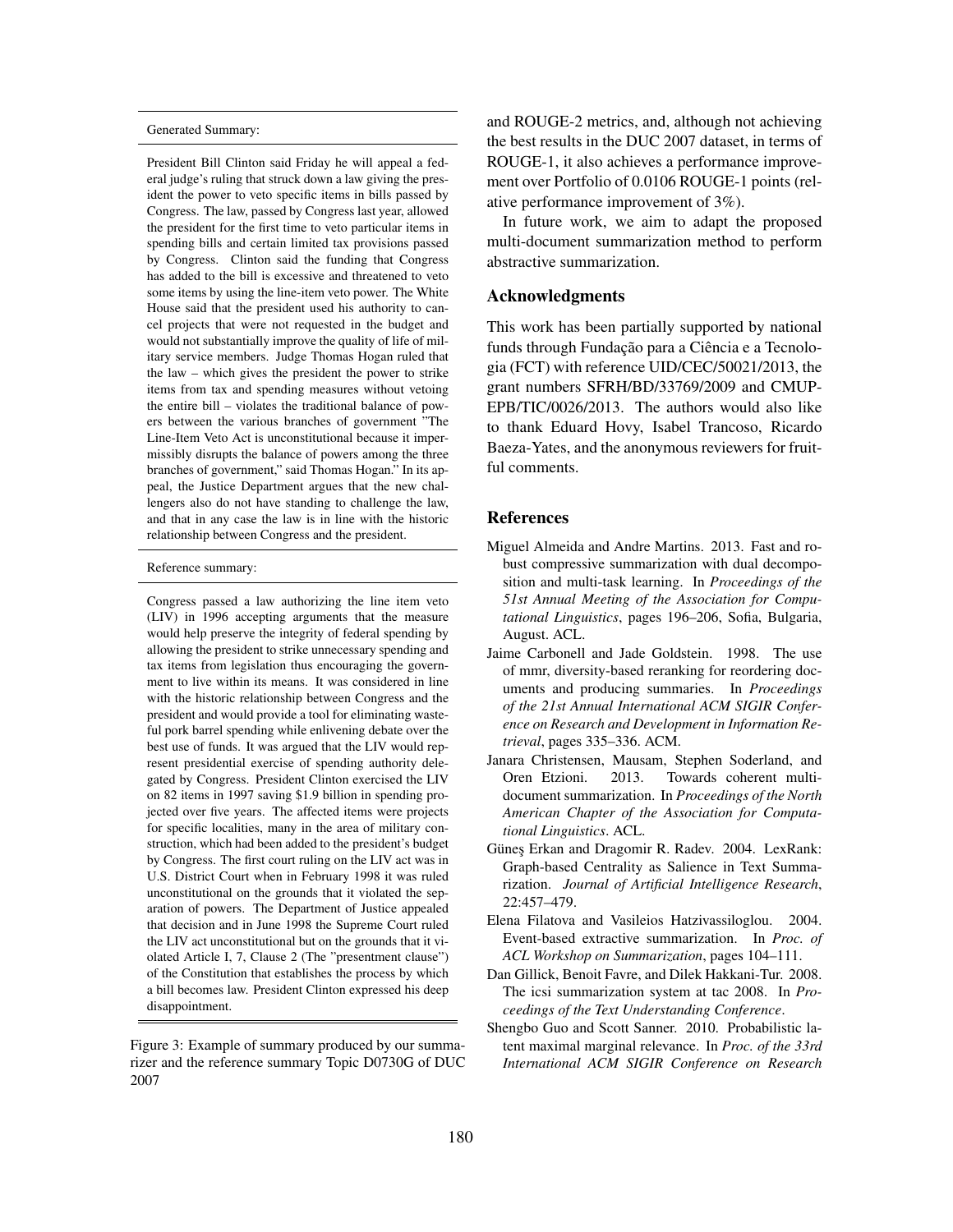Generated Summary:

President Bill Clinton said Friday he will appeal a federal judge's ruling that struck down a law giving the president the power to veto specific items in bills passed by Congress. The law, passed by Congress last year, allowed the president for the first time to veto particular items in spending bills and certain limited tax provisions passed by Congress. Clinton said the funding that Congress has added to the bill is excessive and threatened to veto some items by using the line-item veto power. The White House said that the president used his authority to cancel projects that were not requested in the budget and would not substantially improve the quality of life of military service members. Judge Thomas Hogan ruled that the law – which gives the president the power to strike items from tax and spending measures without vetoing the entire bill – violates the traditional balance of powers between the various branches of government "The Line-Item Veto Act is unconstitutional because it impermissibly disrupts the balance of powers among the three branches of government," said Thomas Hogan." In its appeal, the Justice Department argues that the new challengers also do not have standing to challenge the law, and that in any case the law is in line with the historic relationship between Congress and the president.

Reference summary:

Congress passed a law authorizing the line item veto (LIV) in 1996 accepting arguments that the measure would help preserve the integrity of federal spending by allowing the president to strike unnecessary spending and tax items from legislation thus encouraging the government to live within its means. It was considered in line with the historic relationship between Congress and the president and would provide a tool for eliminating wasteful pork barrel spending while enlivening debate over the best use of funds. It was argued that the LIV would represent presidential exercise of spending authority delegated by Congress. President Clinton exercised the LIV on 82 items in 1997 saving $1.9 billion in spending projected over five years. The affected items were projects for specific localities, many in the area of military construction, which had been added to the president's budget by Congress. The first court ruling on the LIV act was in U.S. District Court when in February 1998 it was ruled unconstitutional on the grounds that it violated the separation of powers. The Department of Justice appealed that decision and in June 1998 the Supreme Court ruled the LIV act unconstitutional but on the grounds that it violated Article I, 7, Clause 2 (The "presentment clause") of the Constitution that establishes the process by which a bill becomes law. President Clinton expressed his deep disappointment.

Figure 3: Example of summary produced by our summarizer and the reference summary Topic D0730G of DUC 2007

and ROUGE-2 metrics, and, although not achieving the best results in the DUC 2007 dataset, in terms of ROUGE-1, it also achieves a performance improvement over Portfolio of 0.0106 ROUGE-1 points (relative performance improvement of 3%).

In future work, we aim to adapt the proposed multi-document summarization method to perform abstractive summarization.

## Acknowledgments

This work has been partially supported by national funds through Fundação para a Ciência e a Tecnologia (FCT) with reference UID/CEC/50021/2013, the grant numbers SFRH/BD/33769/2009 and CMUP-EPB/TIC/0026/2013. The authors would also like to thank Eduard Hovy, Isabel Trancoso, Ricardo Baeza-Yates, and the anonymous reviewers for fruitful comments.

## References

Miguel Almeida and Andre Martins. 2013. Fast and robust compressive summarization with dual decomposition and multi-task learning. In *Proceedings of the 51st Annual Meeting of the Association for Computational Linguistics*, pages 196–206, Sofia, Bulgaria, August. ACL.

Jaime Carbonell and Jade Goldstein. 1998. The use of mmr, diversity-based reranking for reordering documents and producing summaries. In *Proceedings of the 21st Annual International ACM SIGIR Conference on Research and Development in Information Retrieval*, pages 335–336. ACM.

Janara Christensen, Mausam, Stephen Soderland, and Oren Etzioni. 2013. Towards coherent multi-document summarization. In *Proceedings of the North American Chapter of the Association for Computational Linguistics*. ACL.

Güneş Erkan and Dragomir R. Radev. 2004. LexRank: Graph-based Centrality as Salience in Text Summarization. *Journal of Artificial Intelligence Research*, 22:457–479.

Elena Filatova and Vasileios Hatzivassiloglou. 2004. Event-based extractive summarization. In *Proc. of ACL Workshop on Summarization*, pages 104–111.

Dan Gillick, Benoit Favre, and Dilek Hakkani-Tur. 2008. The icsi summarization system at tac 2008. In *Proceedings of the Text Understanding Conference*.

Shengbo Guo and Scott Sanner. 2010. Probabilistic latent maximal marginal relevance. In *Proc. of the 33rd International ACM SIGIR Conference on Research*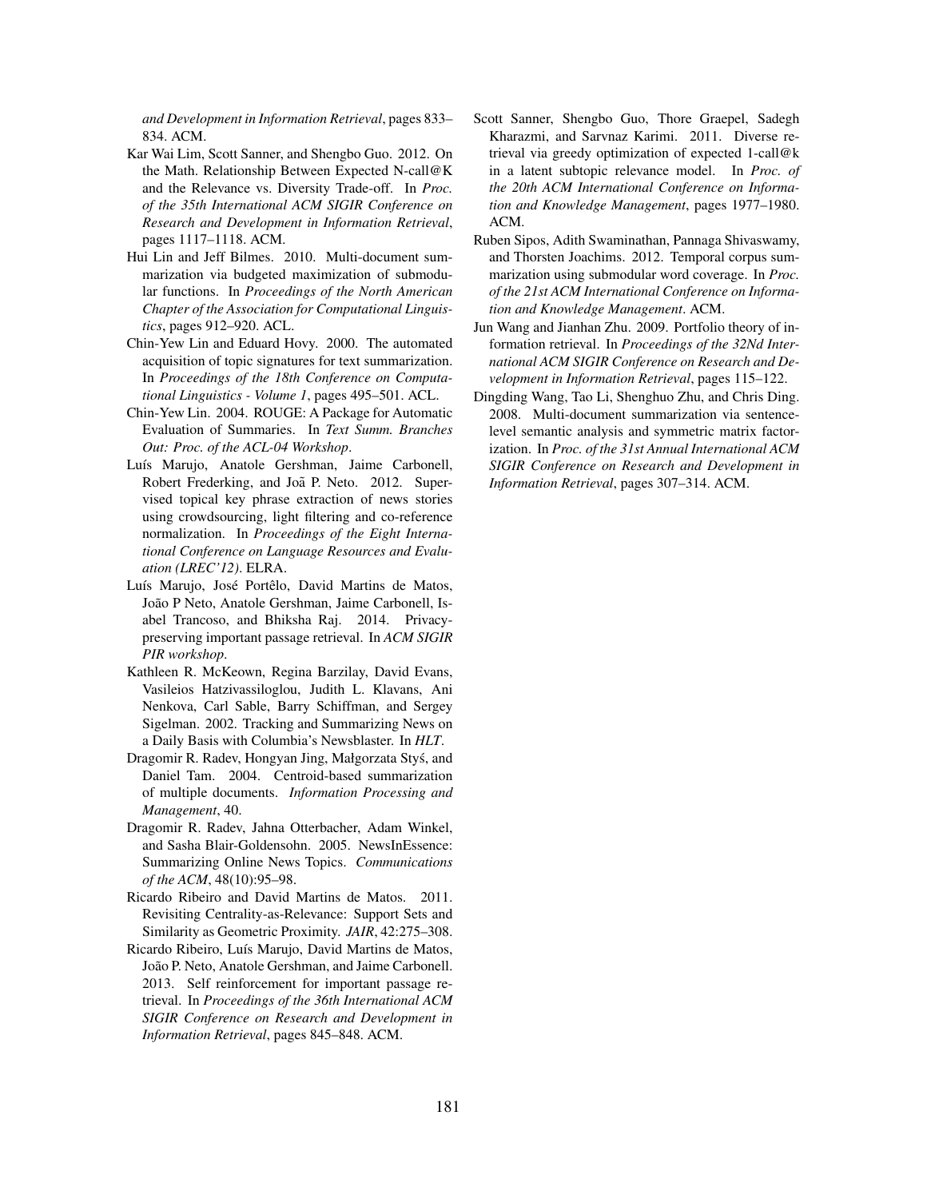*and Development in Information Retrieval*, pages 833–834. ACM.

Kar Wai Lim, Scott Sanner, and Shengbo Guo. 2012. On the Math. Relationship Between Expected N-call@K and the Relevance vs. Diversity Trade-off. In *Proc. of the 35th International ACM SIGIR Conference on Research and Development in Information Retrieval*, pages 1117–1118. ACM.

Hui Lin and Jeff Bilmes. 2010. Multi-document summarization via budgeted maximization of submodular functions. In *Proceedings of the North American Chapter of the Association for Computational Linguistics*, pages 912–920. ACL.

Chin-Yew Lin and Eduard Hovy. 2000. The automated acquisition of topic signatures for text summarization. In *Proceedings of the 18th Conference on Computational Linguistics - Volume 1*, pages 495–501. ACL.

Chin-Yew Lin. 2004. ROUGE: A Package for Automatic Evaluation of Summaries. In *Text Summ. Branches Out: Proc. of the ACL-04 Workshop*.

Luís Marujo, Anatole Gershman, Jaime Carbonell, Robert Frederking, and Joã P. Neto. 2012. Supervised topical key phrase extraction of news stories using crowdsourcing, light filtering and co-reference normalization. In *Proceedings of the Eight International Conference on Language Resources and Evaluation (LREC'12)*. ELRA.

Luís Marujo, José Portêlo, David Martins de Matos, João P Neto, Anatole Gershman, Jaime Carbonell, Isabel Trancoso, and Bhiksha Raj. 2014. Privacy-preserving important passage retrieval. In *ACM SIGIR PIR workshop*.

Kathleen R. McKeown, Regina Barzilay, David Evans, Vasileios Hatzivassiloglou, Judith L. Klavans, Ani Nenkova, Carl Sable, Barry Schiffman, and Sergey Sigelman. 2002. Tracking and Summarizing News on a Daily Basis with Columbia's Newsblaster. In *HLT*.

Dragomir R. Radev, Hongyan Jing, Małgorzata Styś, and Daniel Tam. 2004. Centroid-based summarization of multiple documents. *Information Processing and Management*, 40.

Dragomir R. Radev, Jahna Otterbacher, Adam Winkel, and Sasha Blair-Goldensohn. 2005. NewsInEssence: Summarizing Online News Topics. *Communications of the ACM*, 48(10):95–98.

Ricardo Ribeiro and David Martins de Matos. 2011. Revisiting Centrality-as-Relevance: Support Sets and Similarity as Geometric Proximity. *JAIR*, 42:275–308.

Ricardo Ribeiro, Luís Marujo, David Martins de Matos, João P. Neto, Anatole Gershman, and Jaime Carbonell. 2013. Self reinforcement for important passage retrieval. In *Proceedings of the 36th International ACM SIGIR Conference on Research and Development in Information Retrieval*, pages 845–848. ACM.

Scott Sanner, Shengbo Guo, Thore Graepel, Sadegh Kharazmi, and Sarvnaz Karimi. 2011. Diverse retrieval via greedy optimization of expected 1-call@k in a latent subtopic relevance model. In *Proc. of the 20th ACM International Conference on Information and Knowledge Management*, pages 1977–1980. ACM.

Ruben Sipos, Adith Swaminathan, Pannaga Shivaswamy, and Thorsten Joachims. 2012. Temporal corpus summarization using submodular word coverage. In *Proc. of the 21st ACM International Conference on Information and Knowledge Management*. ACM.

Jun Wang and Jianhan Zhu. 2009. Portfolio theory of information retrieval. In *Proceedings of the 32Nd International ACM SIGIR Conference on Research and Development in Information Retrieval*, pages 115–122.

Dingding Wang, Tao Li, Shenghuo Zhu, and Chris Ding. 2008. Multi-document summarization via sentence-level semantic analysis and symmetric matrix factorization. In *Proc. of the 31st Annual International ACM SIGIR Conference on Research and Development in Information Retrieval*, pages 307–314. ACM.